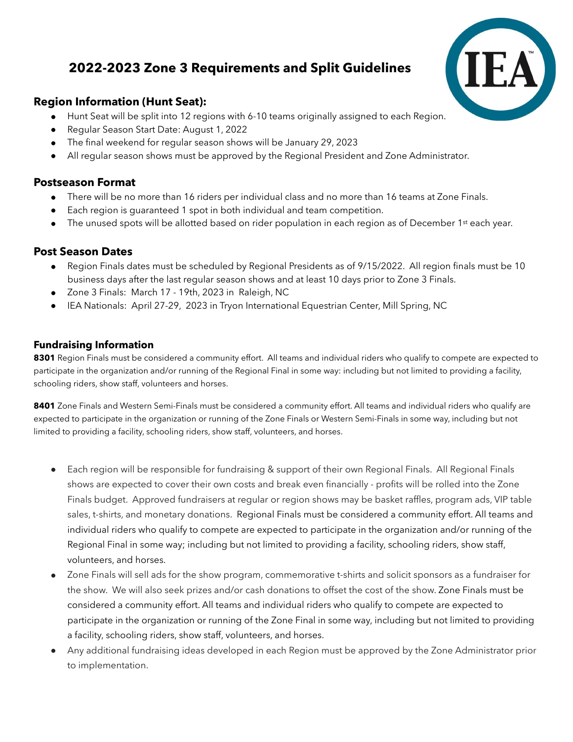# 2022-2023 Zone 3 Requirements and Split Guidelines

## Region Information (Hunt Seat):

- Hunt Seat will be split into 12 regions with 6-10 teams originally assigned to each Region.
- Regular Season Start Date: August 1, 2022
- The final weekend for regular season shows will be January 29, 2023
- All regular season shows must be approved by the Regional President and Zone Administrator.

## Postseason Format

- There will be no more than 16 riders per individual class and no more than 16 teams at Zone Finals.
- Each region is guaranteed 1 spot in both individual and team competition.
- The unused spots will be allotted based on rider population in each region as of December 1st each year.

## Post Season Dates

- Region Finals dates must be scheduled by Regional Presidents as of 9/15/2022. All region finals must be 10 business days after the last regular season shows and at least 10 days prior to Zone 3 Finals.
- Zone 3 Finals: March 17 - 19th, 2023 in Raleigh, NC
- IEA Nationals: April 27-29, 2023 in Tryon International Equestrian Center, Mill Spring, NC

## Fundraising Information

**8301** Region Finals must be considered a community effort. All teams and individual riders who qualify to compete are expected to participate in the organization and/or running of the Regional Final in some way: including but not limited to providing a facility, schooling riders, show staff, volunteers and horses.

**8401** Zone Finals and Western Semi-Finals must be considered a community effort. All teams and individual riders who qualify are expected to participate in the organization or running of the Zone Finals or Western Semi-Finals in some way, including but not limited to providing a facility, schooling riders, show staff, volunteers, and horses.

- Each region will be responsible for fundraising & support of their own Regional Finals. All Regional Finals shows are expected to cover their own costs and break even financially - profits will be rolled into the Zone Finals budget. Approved fundraisers at regular or region shows may be basket raffles, program ads, VIP table sales, t-shirts, and monetary donations. Regional Finals must be considered a community effort. All teams and individual riders who qualify to compete are expected to participate in the organization and/or running of the Regional Final in some way; including but not limited to providing a facility, schooling riders, show staff, volunteers, and horses.
- Zone Finals will sell ads for the show program, commemorative t-shirts and solicit sponsors as a fundraiser for the show. We will also seek prizes and/or cash donations to offset the cost of the show. Zone Finals must be considered a community effort. All teams and individual riders who qualify to compete are expected to participate in the organization or running of the Zone Final in some way, including but not limited to providing a facility, schooling riders, show staff, volunteers, and horses.
- Any additional fundraising ideas developed in each Region must be approved by the Zone Administrator prior to implementation.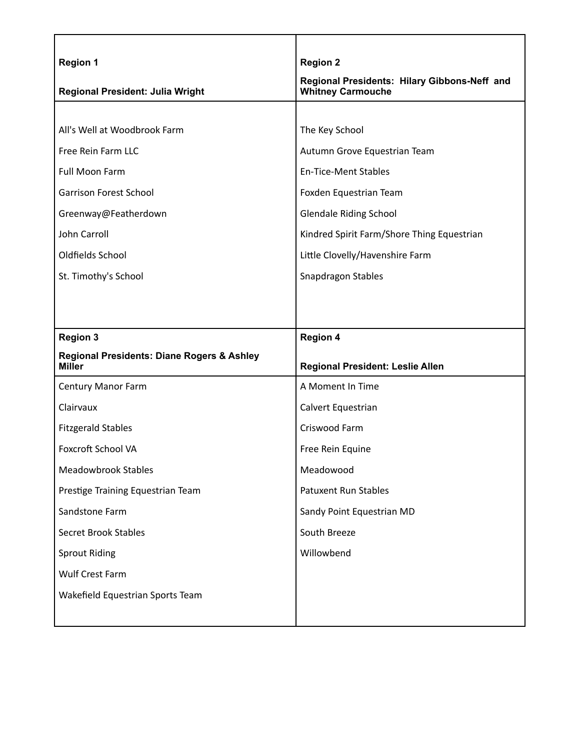| **Region 1**<br><br>**Regional President: Julia Wright** | **Region 2**<br><br>**Regional Presidents: Hilary Gibbons-Neff and Whitney Carmouche** |
|---|---|
| All's Well at Woodbrook Farm<br>Free Rein Farm LLC<br>Full Moon Farm<br>Garrison Forest School<br>Greenway@Featherdown<br>John Carroll<br>Oldfields School<br>St. Timothy's School | The Key School<br>Autumn Grove Equestrian Team<br>En-Tice-Ment Stables<br>Foxden Equestrian Team<br>Glendale Riding School<br>Kindred Spirit Farm/Shore Thing Equestrian<br>Little Clovelly/Havenshire Farm<br>Snapdragon Stables |
| **Region 3**<br><br>**Regional Presidents: Diane Rogers & Ashley Miller** | **Region 4**<br><br>**Regional President: Leslie Allen** |
| Century Manor Farm<br>Clairvaux<br>Fitzgerald Stables<br>Foxcroft School VA<br>Meadowbrook Stables<br>Prestige Training Equestrian Team<br>Sandstone Farm<br>Secret Brook Stables<br>Sprout Riding<br>Wulf Crest Farm<br>Wakefield Equestrian Sports Team | A Moment In Time<br>Calvert Equestrian<br>Criswood Farm<br>Free Rein Equine<br>Meadowood<br>Patuxent Run Stables<br>Sandy Point Equestrian MD<br>South Breeze<br>Willowbend |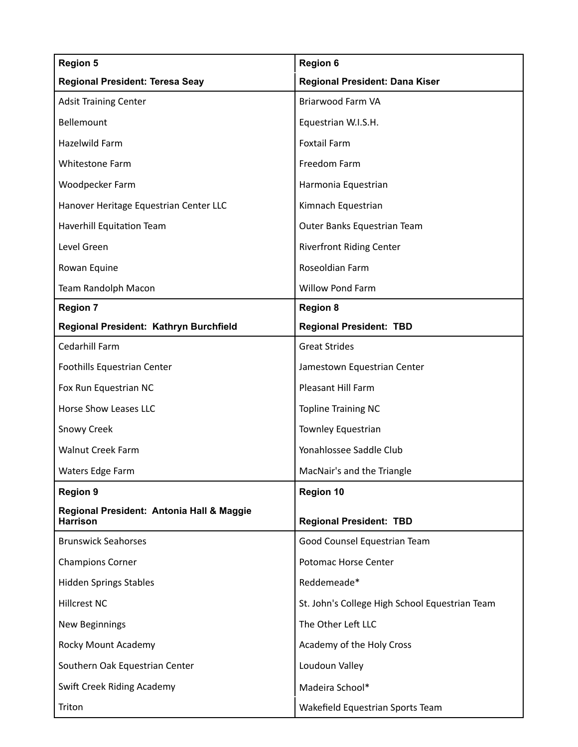| **Region 5** | **Region 6** |
|---|---|
| **Regional President: Teresa Seay** | **Regional President: Dana Kiser** |
| Adsit Training Center | Briarwood Farm VA |
| Bellemount | Equestrian W.I.S.H. |
| Hazelwild Farm | Foxtail Farm |
| Whitestone Farm | Freedom Farm |
| Woodpecker Farm | Harmonia Equestrian |
| Hanover Heritage Equestrian Center LLC | Kimnach Equestrian |
| Haverhill Equitation Team | Outer Banks Equestrian Team |
| Level Green | Riverfront Riding Center |
| Rowan Equine | Roseoldian Farm |
| Team Randolph Macon | Willow Pond Farm |
| **Region 7** | **Region 8** |
| **Regional President: Kathryn Burchfield** | **Regional President: TBD** |
| Cedarhill Farm | Great Strides |
| Foothills Equestrian Center | Jamestown Equestrian Center |
| Fox Run Equestrian NC | Pleasant Hill Farm |
| Horse Show Leases LLC | Topline Training NC |
| Snowy Creek | Townley Equestrian |
| Walnut Creek Farm | Yonahlossee Saddle Club |
| Waters Edge Farm | MacNair's and the Triangle |
| **Region 9** | **Region 10** |
| **Regional President: Antonia Hall & Maggie Harrison** | **Regional President: TBD** |
| Brunswick Seahorses | Good Counsel Equestrian Team |
| Champions Corner | Potomac Horse Center |
| Hidden Springs Stables | Reddemeade* |
| Hillcrest NC | St. John's College High School Equestrian Team |
| New Beginnings | The Other Left LLC |
| Rocky Mount Academy | Academy of the Holy Cross |
| Southern Oak Equestrian Center | Loudoun Valley |
| Swift Creek Riding Academy | Madeira School* |
| Triton | Wakefield Equestrian Sports Team |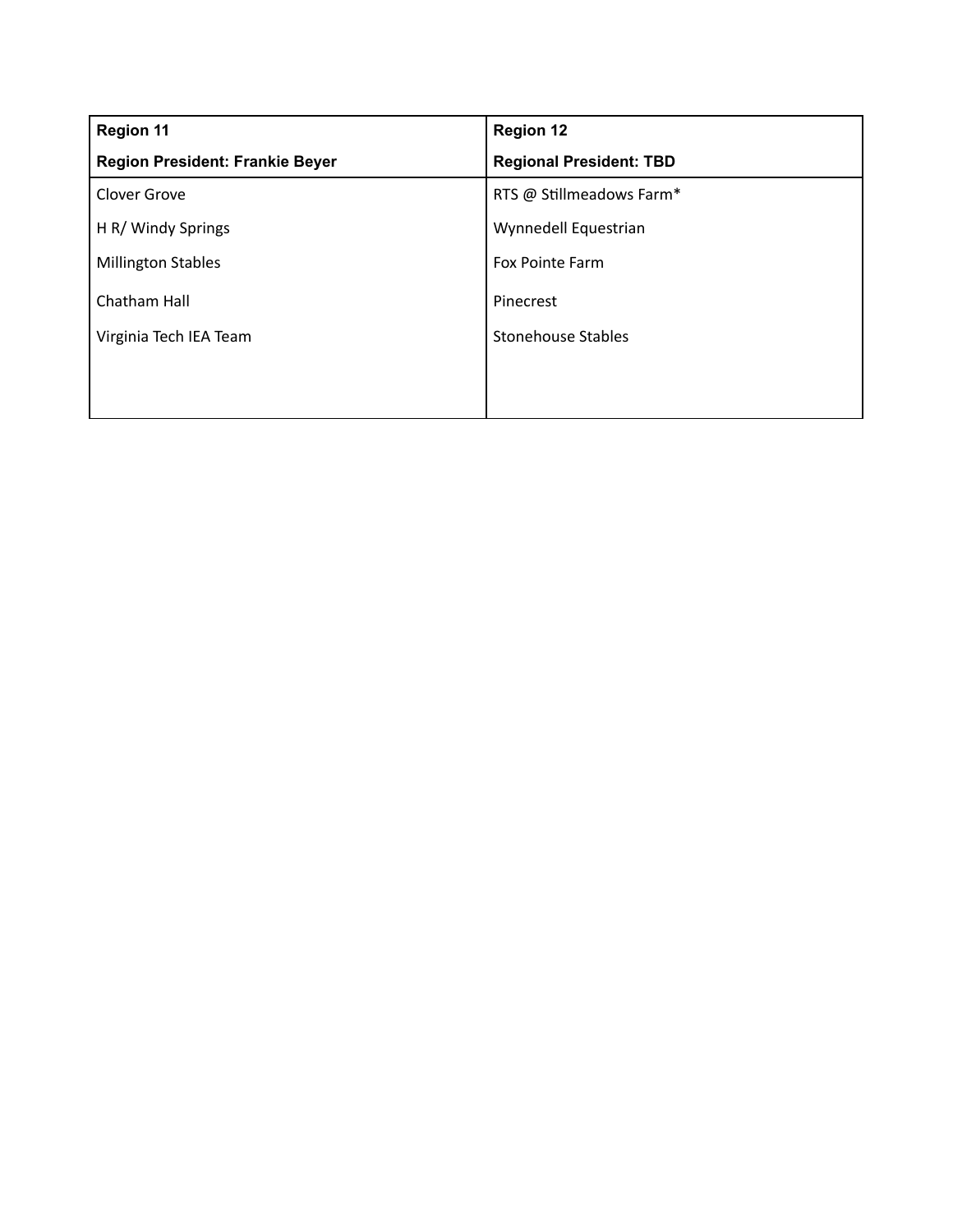| Region 11<br>Region President: Frankie Beyer | Region 12<br>Regional President: TBD |
|---|---|
| Clover Grove | RTS @ Stillmeadows Farm* |
| H R/ Windy Springs | Wynnedell Equestrian |
| Millington Stables | Fox Pointe Farm |
| Chatham Hall | Pinecrest |
| Virginia Tech IEA Team | Stonehouse Stables |